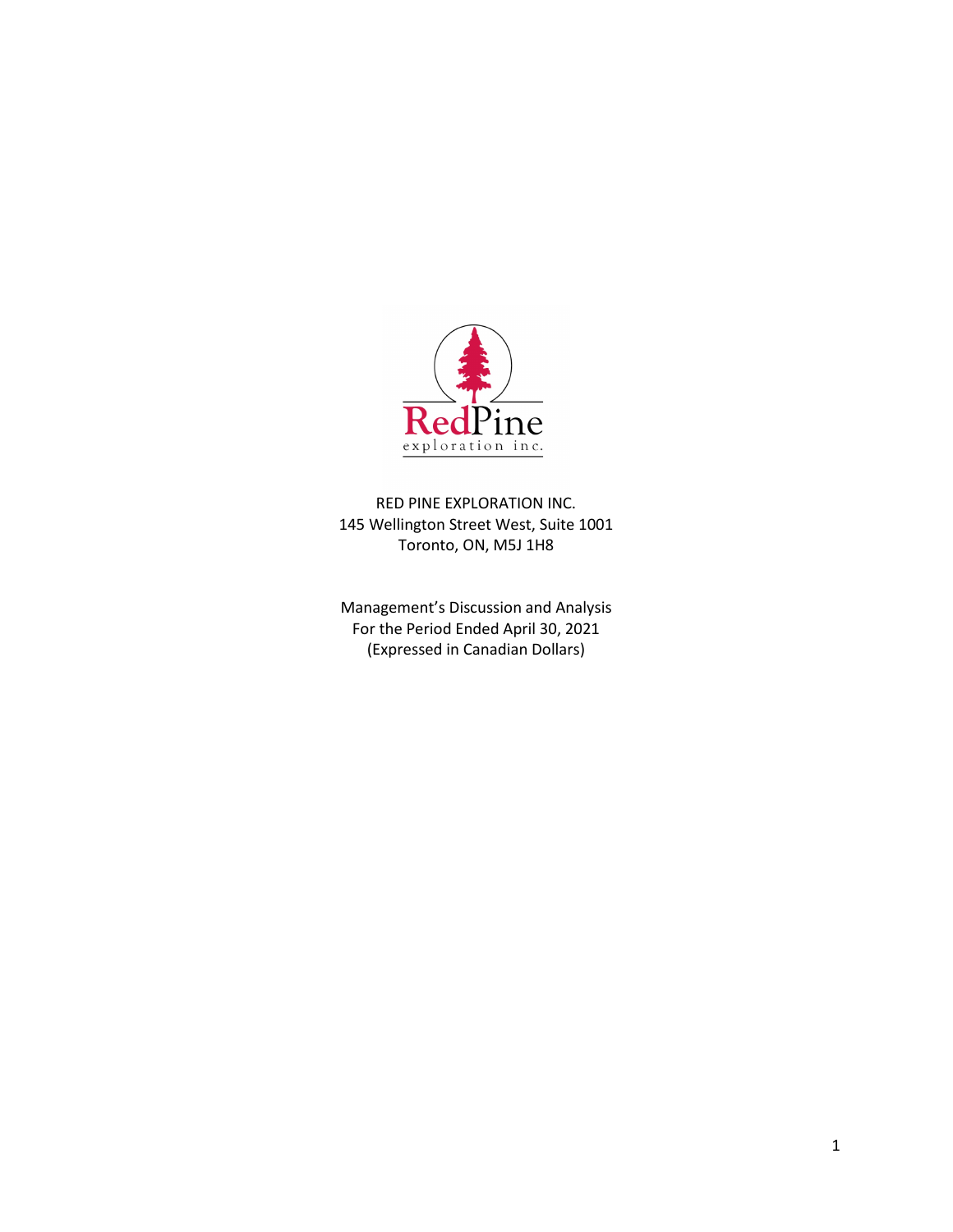RED PINE EXPLORATION INC.
145 Wellington Street West, Suite 1001
Toronto, ON, M5J 1H8

Management's Discussion and Analysis
For the Period Ended April 30, 2021
(Expressed in Canadian Dollars)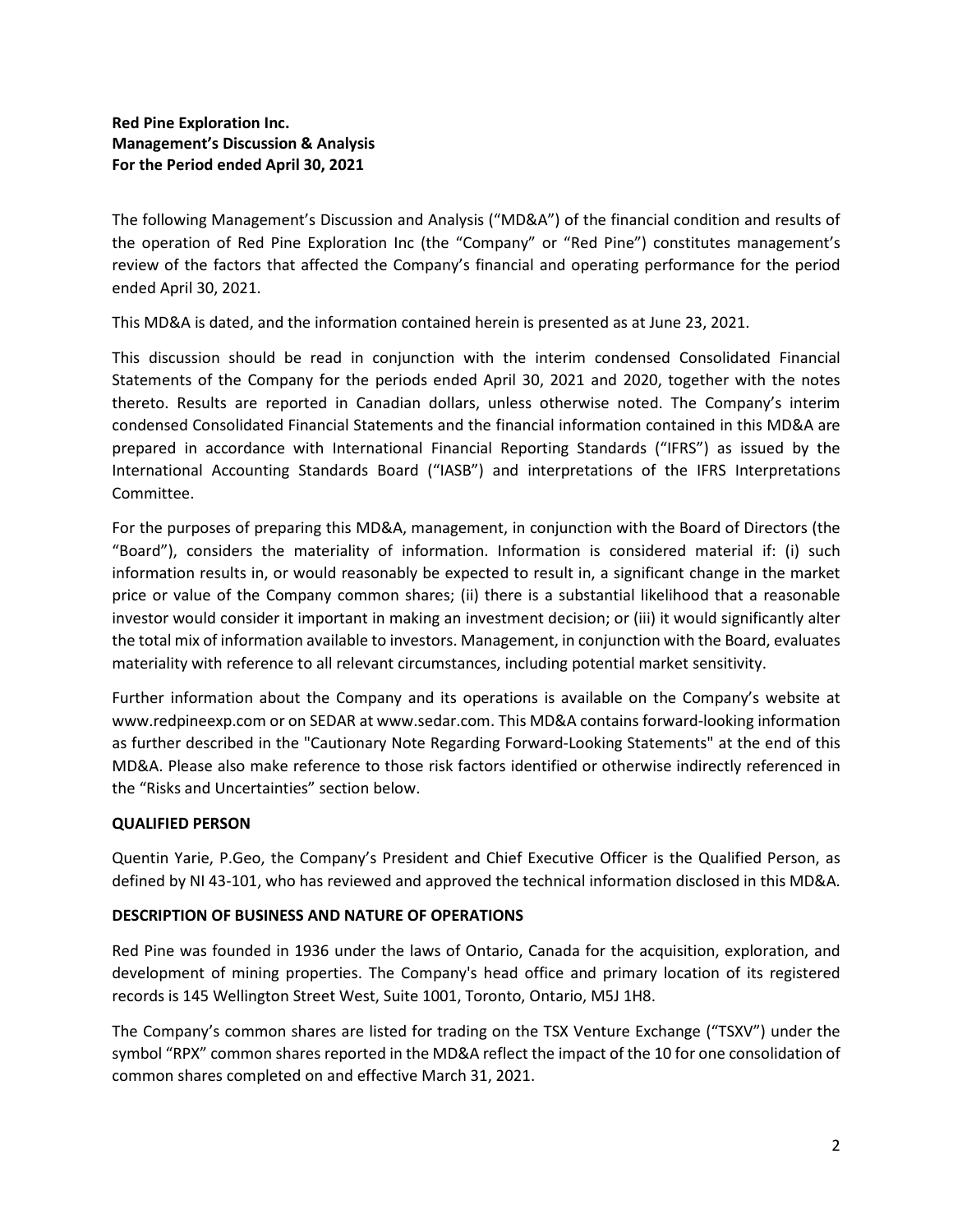**Red Pine Exploration Inc.**
**Management's Discussion & Analysis**
**For the Period ended April 30, 2021**

The following Management's Discussion and Analysis ("MD&A") of the financial condition and results of the operation of Red Pine Exploration Inc (the "Company" or "Red Pine") constitutes management's review of the factors that affected the Company's financial and operating performance for the period ended April 30, 2021.

This MD&A is dated, and the information contained herein is presented as at June 23, 2021.

This discussion should be read in conjunction with the interim condensed Consolidated Financial Statements of the Company for the periods ended April 30, 2021 and 2020, together with the notes thereto. Results are reported in Canadian dollars, unless otherwise noted. The Company's interim condensed Consolidated Financial Statements and the financial information contained in this MD&A are prepared in accordance with International Financial Reporting Standards ("IFRS") as issued by the International Accounting Standards Board ("IASB") and interpretations of the IFRS Interpretations Committee.

For the purposes of preparing this MD&A, management, in conjunction with the Board of Directors (the "Board"), considers the materiality of information. Information is considered material if: (i) such information results in, or would reasonably be expected to result in, a significant change in the market price or value of the Company common shares; (ii) there is a substantial likelihood that a reasonable investor would consider it important in making an investment decision; or (iii) it would significantly alter the total mix of information available to investors. Management, in conjunction with the Board, evaluates materiality with reference to all relevant circumstances, including potential market sensitivity.

Further information about the Company and its operations is available on the Company's website at www.redpineexp.com or on SEDAR at www.sedar.com. This MD&A contains forward-looking information as further described in the "Cautionary Note Regarding Forward-Looking Statements" at the end of this MD&A. Please also make reference to those risk factors identified or otherwise indirectly referenced in the "Risks and Uncertainties" section below.

## QUALIFIED PERSON

Quentin Yarie, P.Geo, the Company's President and Chief Executive Officer is the Qualified Person, as defined by NI 43-101, who has reviewed and approved the technical information disclosed in this MD&A.

## DESCRIPTION OF BUSINESS AND NATURE OF OPERATIONS

Red Pine was founded in 1936 under the laws of Ontario, Canada for the acquisition, exploration, and development of mining properties. The Company's head office and primary location of its registered records is 145 Wellington Street West, Suite 1001, Toronto, Ontario, M5J 1H8.

The Company's common shares are listed for trading on the TSX Venture Exchange ("TSXV") under the symbol "RPX" common shares reported in the MD&A reflect the impact of the 10 for one consolidation of common shares completed on and effective March 31, 2021.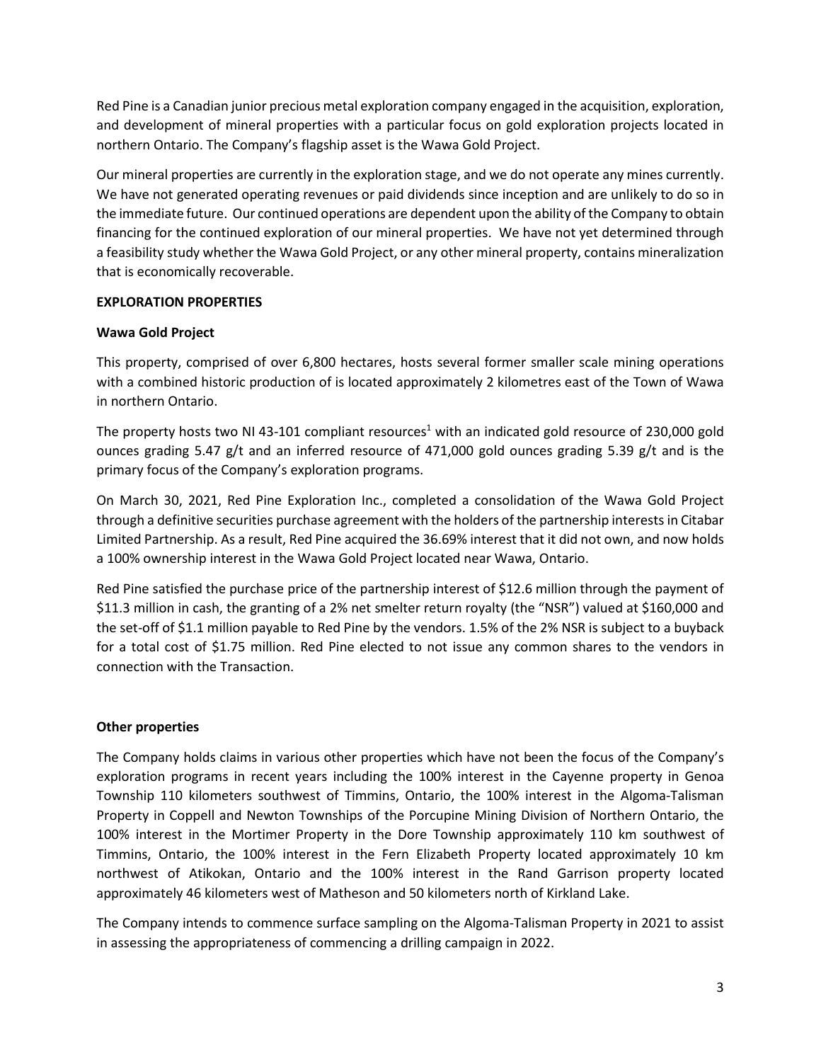Red Pine is a Canadian junior precious metal exploration company engaged in the acquisition, exploration, and development of mineral properties with a particular focus on gold exploration projects located in northern Ontario. The Company's flagship asset is the Wawa Gold Project.

Our mineral properties are currently in the exploration stage, and we do not operate any mines currently. We have not generated operating revenues or paid dividends since inception and are unlikely to do so in the immediate future. Our continued operations are dependent upon the ability of the Company to obtain financing for the continued exploration of our mineral properties. We have not yet determined through a feasibility study whether the Wawa Gold Project, or any other mineral property, contains mineralization that is economically recoverable.

**EXPLORATION PROPERTIES**

**Wawa Gold Project**

This property, comprised of over 6,800 hectares, hosts several former smaller scale mining operations with a combined historic production of is located approximately 2 kilometres east of the Town of Wawa in northern Ontario.

The property hosts two NI 43-101 compliant resources[1] with an indicated gold resource of 230,000 gold ounces grading 5.47 g/t and an inferred resource of 471,000 gold ounces grading 5.39 g/t and is the primary focus of the Company's exploration programs.

On March 30, 2021, Red Pine Exploration Inc., completed a consolidation of the Wawa Gold Project through a definitive securities purchase agreement with the holders of the partnership interests in Citabar Limited Partnership. As a result, Red Pine acquired the 36.69% interest that it did not own, and now holds a 100% ownership interest in the Wawa Gold Project located near Wawa, Ontario.

Red Pine satisfied the purchase price of the partnership interest of $12.6 million through the payment of $11.3 million in cash, the granting of a 2% net smelter return royalty (the "NSR") valued at $160,000 and the set-off of $1.1 million payable to Red Pine by the vendors. 1.5% of the 2% NSR is subject to a buyback for a total cost of $1.75 million. Red Pine elected to not issue any common shares to the vendors in connection with the Transaction.

**Other properties**

The Company holds claims in various other properties which have not been the focus of the Company's exploration programs in recent years including the 100% interest in the Cayenne property in Genoa Township 110 kilometers southwest of Timmins, Ontario, the 100% interest in the Algoma-Talisman Property in Coppell and Newton Townships of the Porcupine Mining Division of Northern Ontario, the 100% interest in the Mortimer Property in the Dore Township approximately 110 km southwest of Timmins, Ontario, the 100% interest in the Fern Elizabeth Property located approximately 10 km northwest of Atikokan, Ontario and the 100% interest in the Rand Garrison property located approximately 46 kilometers west of Matheson and 50 kilometers north of Kirkland Lake.

The Company intends to commence surface sampling on the Algoma-Talisman Property in 2021 to assist in assessing the appropriateness of commencing a drilling campaign in 2022.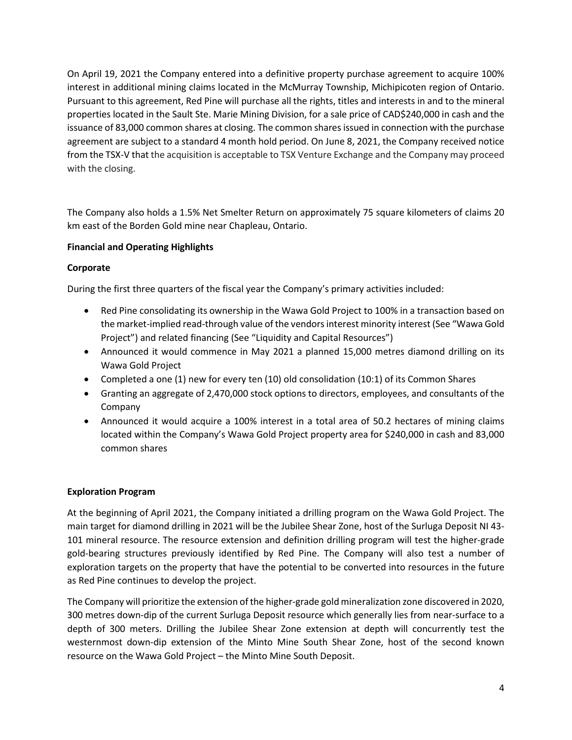On April 19, 2021 the Company entered into a definitive property purchase agreement to acquire 100% interest in additional mining claims located in the McMurray Township, Michipicoten region of Ontario. Pursuant to this agreement, Red Pine will purchase all the rights, titles and interests in and to the mineral properties located in the Sault Ste. Marie Mining Division, for a sale price of CAD$240,000 in cash and the issuance of 83,000 common shares at closing. The common shares issued in connection with the purchase agreement are subject to a standard 4 month hold period. On June 8, 2021, the Company received notice from the TSX-V that the acquisition is acceptable to TSX Venture Exchange and the Company may proceed with the closing.

The Company also holds a 1.5% Net Smelter Return on approximately 75 square kilometers of claims 20 km east of the Borden Gold mine near Chapleau, Ontario.

**Financial and Operating Highlights**

**Corporate**

During the first three quarters of the fiscal year the Company's primary activities included:

- Red Pine consolidating its ownership in the Wawa Gold Project to 100% in a transaction based on the market-implied read-through value of the vendors interest minority interest (See "Wawa Gold Project") and related financing (See "Liquidity and Capital Resources")
- Announced it would commence in May 2021 a planned 15,000 metres diamond drilling on its Wawa Gold Project
- Completed a one (1) new for every ten (10) old consolidation (10:1) of its Common Shares
- Granting an aggregate of 2,470,000 stock options to directors, employees, and consultants of the Company
- Announced it would acquire a 100% interest in a total area of 50.2 hectares of mining claims located within the Company's Wawa Gold Project property area for $240,000 in cash and 83,000 common shares

**Exploration Program**

At the beginning of April 2021, the Company initiated a drilling program on the Wawa Gold Project. The main target for diamond drilling in 2021 will be the Jubilee Shear Zone, host of the Surluga Deposit NI 43-101 mineral resource. The resource extension and definition drilling program will test the higher-grade gold-bearing structures previously identified by Red Pine. The Company will also test a number of exploration targets on the property that have the potential to be converted into resources in the future as Red Pine continues to develop the project.

The Company will prioritize the extension of the higher-grade gold mineralization zone discovered in 2020, 300 metres down-dip of the current Surluga Deposit resource which generally lies from near-surface to a depth of 300 meters. Drilling the Jubilee Shear Zone extension at depth will concurrently test the westernmost down-dip extension of the Minto Mine South Shear Zone, host of the second known resource on the Wawa Gold Project – the Minto Mine South Deposit.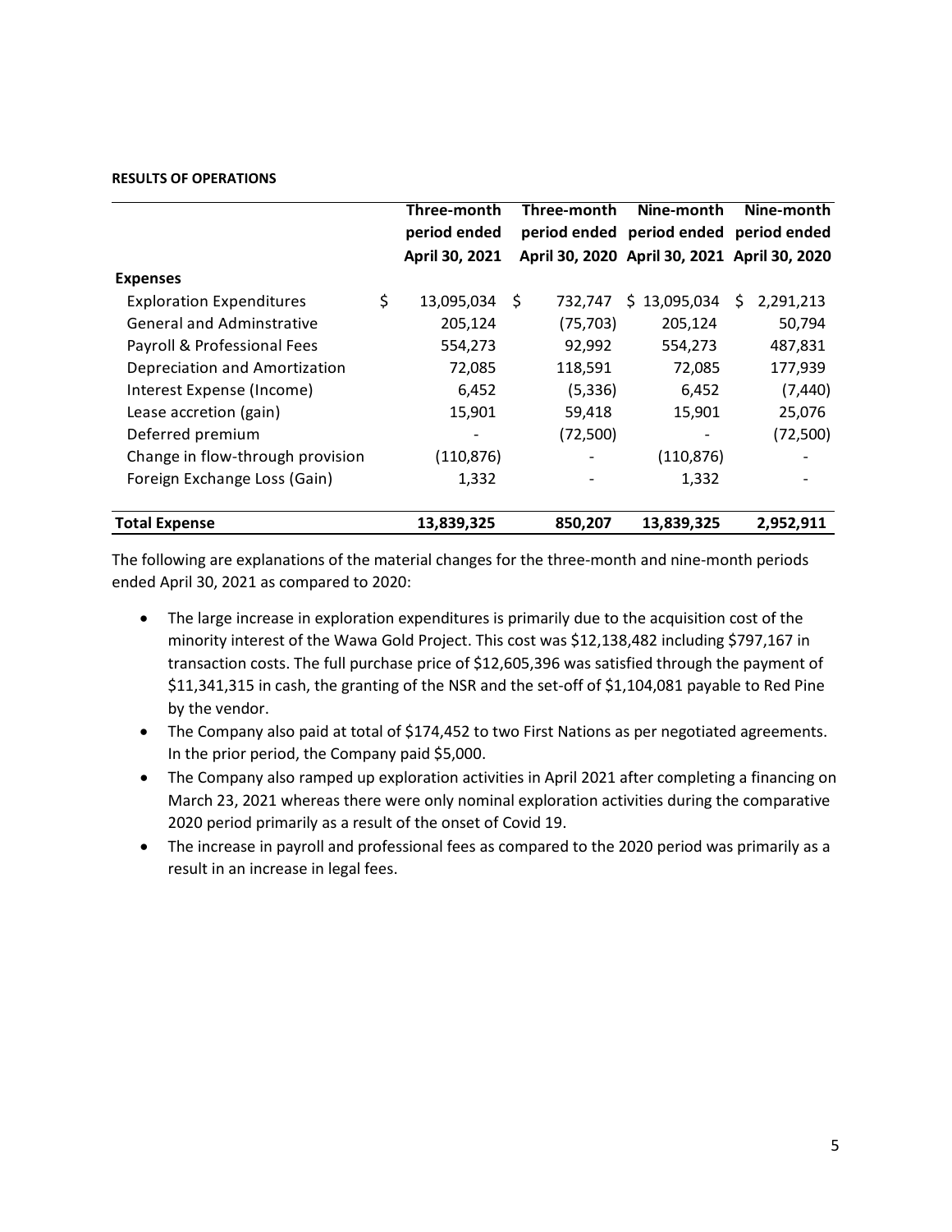**RESULTS OF OPERATIONS**

| | Three-month period ended April 30, 2021 | Three-month period ended April 30, 2020 | Nine-month period ended April 30, 2021 | Nine-month period ended April 30, 2020 |
|---|---|---|---|---|
| **Expenses** | | | | |
| Exploration Expenditures | $ 13,095,034 | $ 732,747 | $ 13,095,034 | $ 2,291,213 |
| General and Adminstrative | 205,124 | (75,703) | 205,124 | 50,794 |
| Payroll & Professional Fees | 554,273 | 92,992 | 554,273 | 487,831 |
| Depreciation and Amortization | 72,085 | 118,591 | 72,085 | 177,939 |
| Interest Expense (Income) | 6,452 | (5,336) | 6,452 | (7,440) |
| Lease accretion (gain) | 15,901 | 59,418 | 15,901 | 25,076 |
| Deferred premium | - | (72,500) | - | (72,500) |
| Change in flow-through provision | (110,876) | - | (110,876) | - |
| Foreign Exchange Loss (Gain) | 1,332 | - | 1,332 | - |
| **Total Expense** | **13,839,325** | **850,207** | **13,839,325** | **2,952,911** |

The following are explanations of the material changes for the three-month and nine-month periods ended April 30, 2021 as compared to 2020:

- The large increase in exploration expenditures is primarily due to the acquisition cost of the minority interest of the Wawa Gold Project. This cost was $12,138,482 including $797,167 in transaction costs. The full purchase price of $12,605,396 was satisfied through the payment of $11,341,315 in cash, the granting of the NSR and the set-off of $1,104,081 payable to Red Pine by the vendor.
- The Company also paid at total of $174,452 to two First Nations as per negotiated agreements. In the prior period, the Company paid $5,000.
- The Company also ramped up exploration activities in April 2021 after completing a financing on March 23, 2021 whereas there were only nominal exploration activities during the comparative 2020 period primarily as a result of the onset of Covid 19.
- The increase in payroll and professional fees as compared to the 2020 period was primarily as a result in an increase in legal fees.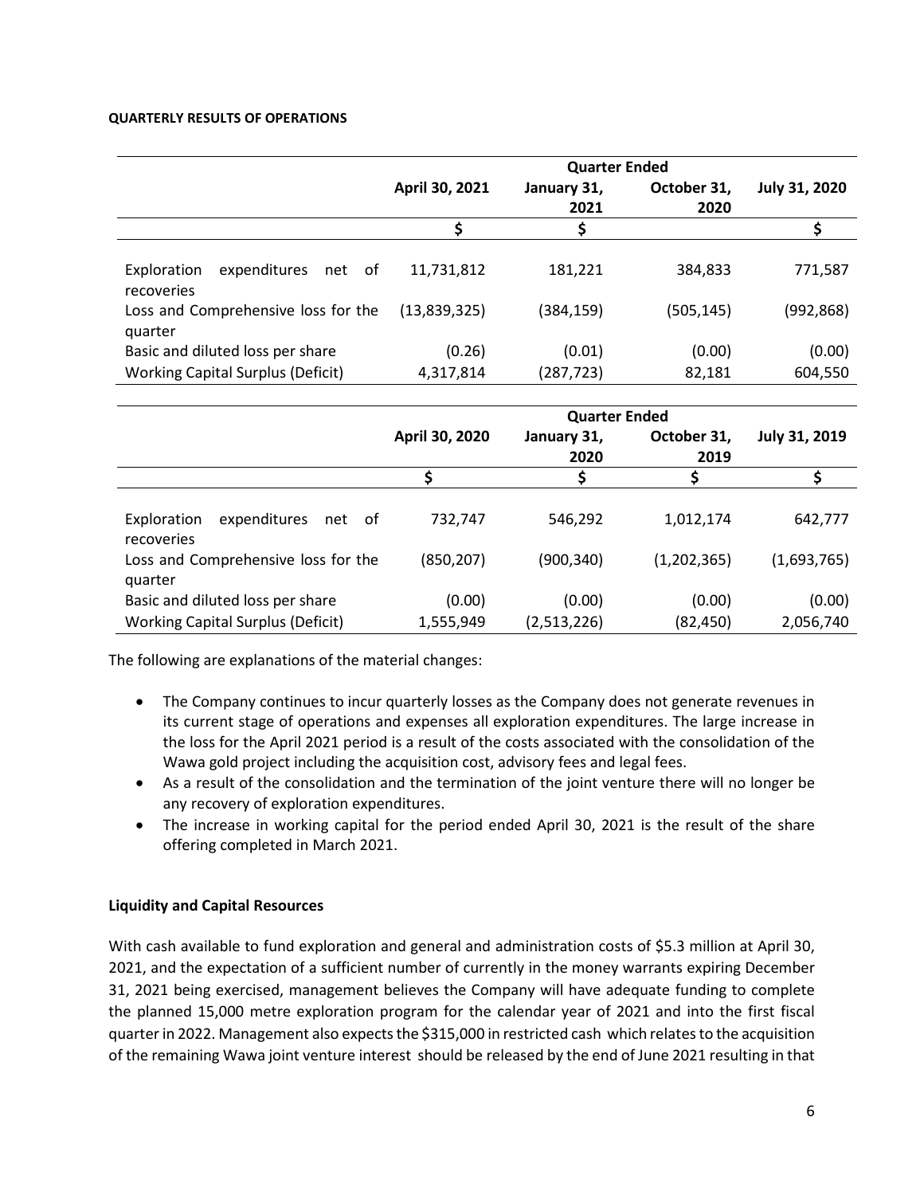**QUARTERLY RESULTS OF OPERATIONS**

| | Quarter Ended | | | |
|---|---|---|---|---|
| | April 30, 2021 | January 31, 2021 | October 31, 2020 | July 31, 2020 |
| | $ | $ | | $ |
| Exploration expenditures net of recoveries | 11,731,812 | 181,221 | 384,833 | 771,587 |
| Loss and Comprehensive loss for the quarter | (13,839,325) | (384,159) | (505,145) | (992,868) |
| Basic and diluted loss per share | (0.26) | (0.01) | (0.00) | (0.00) |
| Working Capital Surplus (Deficit) | 4,317,814 | (287,723) | 82,181 | 604,550 |

| | Quarter Ended | | | |
|---|---|---|---|---|
| | April 30, 2020 | January 31, 2020 | October 31, 2019 | July 31, 2019 |
| | $ | $ | $ | $ |
| Exploration expenditures net of recoveries | 732,747 | 546,292 | 1,012,174 | 642,777 |
| Loss and Comprehensive loss for the quarter | (850,207) | (900,340) | (1,202,365) | (1,693,765) |
| Basic and diluted loss per share | (0.00) | (0.00) | (0.00) | (0.00) |
| Working Capital Surplus (Deficit) | 1,555,949 | (2,513,226) | (82,450) | 2,056,740 |

The following are explanations of the material changes:

- The Company continues to incur quarterly losses as the Company does not generate revenues in its current stage of operations and expenses all exploration expenditures. The large increase in the loss for the April 2021 period is a result of the costs associated with the consolidation of the Wawa gold project including the acquisition cost, advisory fees and legal fees.
- As a result of the consolidation and the termination of the joint venture there will no longer be any recovery of exploration expenditures.
- The increase in working capital for the period ended April 30, 2021 is the result of the share offering completed in March 2021.

**Liquidity and Capital Resources**

With cash available to fund exploration and general and administration costs of $5.3 million at April 30, 2021, and the expectation of a sufficient number of currently in the money warrants expiring December 31, 2021 being exercised, management believes the Company will have adequate funding to complete the planned 15,000 metre exploration program for the calendar year of 2021 and into the first fiscal quarter in 2022. Management also expects the $315,000 in restricted cash which relates to the acquisition of the remaining Wawa joint venture interest should be released by the end of June 2021 resulting in that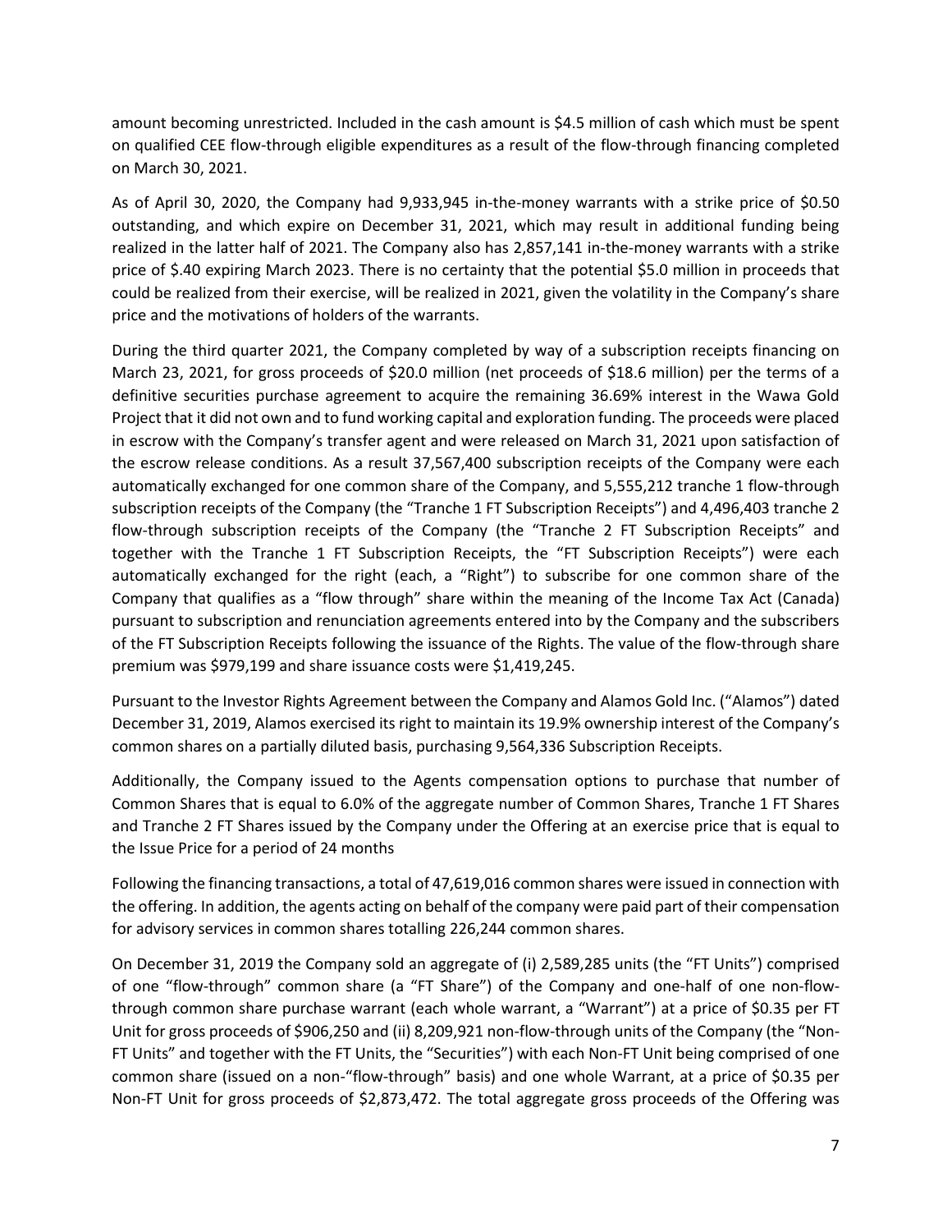amount becoming unrestricted. Included in the cash amount is $4.5 million of cash which must be spent on qualified CEE flow-through eligible expenditures as a result of the flow-through financing completed on March 30, 2021.

As of April 30, 2020, the Company had 9,933,945 in-the-money warrants with a strike price of $0.50 outstanding, and which expire on December 31, 2021, which may result in additional funding being realized in the latter half of 2021. The Company also has 2,857,141 in-the-money warrants with a strike price of $.40 expiring March 2023. There is no certainty that the potential $5.0 million in proceeds that could be realized from their exercise, will be realized in 2021, given the volatility in the Company's share price and the motivations of holders of the warrants.

During the third quarter 2021, the Company completed by way of a subscription receipts financing on March 23, 2021, for gross proceeds of $20.0 million (net proceeds of $18.6 million) per the terms of a definitive securities purchase agreement to acquire the remaining 36.69% interest in the Wawa Gold Project that it did not own and to fund working capital and exploration funding. The proceeds were placed in escrow with the Company's transfer agent and were released on March 31, 2021 upon satisfaction of the escrow release conditions. As a result 37,567,400 subscription receipts of the Company were each automatically exchanged for one common share of the Company, and 5,555,212 tranche 1 flow-through subscription receipts of the Company (the "Tranche 1 FT Subscription Receipts") and 4,496,403 tranche 2 flow-through subscription receipts of the Company (the "Tranche 2 FT Subscription Receipts" and together with the Tranche 1 FT Subscription Receipts, the "FT Subscription Receipts") were each automatically exchanged for the right (each, a "Right") to subscribe for one common share of the Company that qualifies as a "flow through" share within the meaning of the Income Tax Act (Canada) pursuant to subscription and renunciation agreements entered into by the Company and the subscribers of the FT Subscription Receipts following the issuance of the Rights. The value of the flow-through share premium was $979,199 and share issuance costs were $1,419,245.

Pursuant to the Investor Rights Agreement between the Company and Alamos Gold Inc. ("Alamos") dated December 31, 2019, Alamos exercised its right to maintain its 19.9% ownership interest of the Company's common shares on a partially diluted basis, purchasing 9,564,336 Subscription Receipts.

Additionally, the Company issued to the Agents compensation options to purchase that number of Common Shares that is equal to 6.0% of the aggregate number of Common Shares, Tranche 1 FT Shares and Tranche 2 FT Shares issued by the Company under the Offering at an exercise price that is equal to the Issue Price for a period of 24 months

Following the financing transactions, a total of 47,619,016 common shares were issued in connection with the offering. In addition, the agents acting on behalf of the company were paid part of their compensation for advisory services in common shares totalling 226,244 common shares.

On December 31, 2019 the Company sold an aggregate of (i) 2,589,285 units (the "FT Units") comprised of one "flow-through" common share (a "FT Share") of the Company and one-half of one non-flow-through common share purchase warrant (each whole warrant, a "Warrant") at a price of $0.35 per FT Unit for gross proceeds of $906,250 and (ii) 8,209,921 non-flow-through units of the Company (the "Non-FT Units" and together with the FT Units, the "Securities") with each Non-FT Unit being comprised of one common share (issued on a non-"flow-through" basis) and one whole Warrant, at a price of $0.35 per Non-FT Unit for gross proceeds of $2,873,472. The total aggregate gross proceeds of the Offering was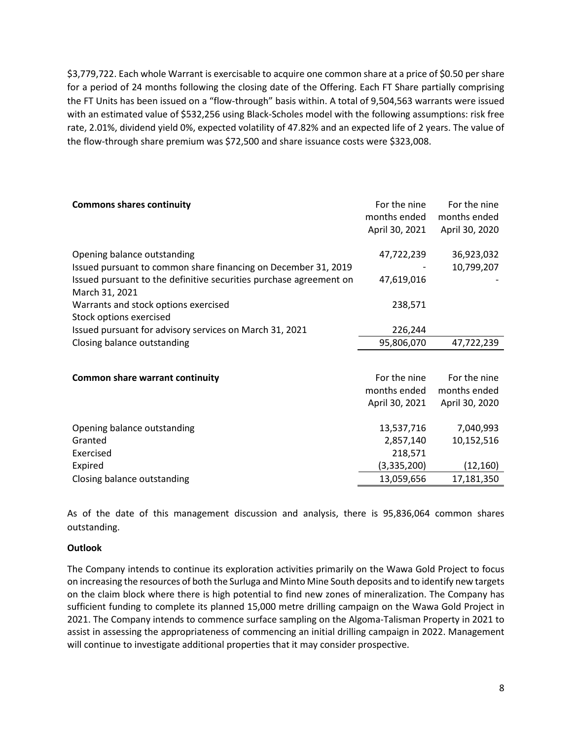$3,779,722. Each whole Warrant is exercisable to acquire one common share at a price of $0.50 per share for a period of 24 months following the closing date of the Offering. Each FT Share partially comprising the FT Units has been issued on a "flow-through" basis within. A total of 9,504,563 warrants were issued with an estimated value of $532,256 using Black-Scholes model with the following assumptions: risk free rate, 2.01%, dividend yield 0%, expected volatility of 47.82% and an expected life of 2 years. The value of the flow-through share premium was $72,500 and share issuance costs were $323,008.

| **Commons shares continuity** | For the nine months ended April 30, 2021 | For the nine months ended April 30, 2020 |
|---|---|---|
| Opening balance outstanding | 47,722,239 | 36,923,032 |
| Issued pursuant to common share financing on December 31, 2019 | - | 10,799,207 |
| Issued pursuant to the definitive securities purchase agreement on March 31, 2021 | 47,619,016 | - |
| Warrants and stock options exercised | 238,571 | |
| Stock options exercised | | |
| Issued pursuant for advisory services on March 31, 2021 | 226,244 | |
| Closing balance outstanding | 95,806,070 | 47,722,239 |

| **Common share warrant continuity** | For the nine months ended April 30, 2021 | For the nine months ended April 30, 2020 |
|---|---|---|
| Opening balance outstanding | 13,537,716 | 7,040,993 |
| Granted | 2,857,140 | 10,152,516 |
| Exercised | 218,571 | |
| Expired | (3,335,200) | (12,160) |
| Closing balance outstanding | 13,059,656 | 17,181,350 |

As of the date of this management discussion and analysis, there is 95,836,064 common shares outstanding.

**Outlook**

The Company intends to continue its exploration activities primarily on the Wawa Gold Project to focus on increasing the resources of both the Surluga and Minto Mine South deposits and to identify new targets on the claim block where there is high potential to find new zones of mineralization. The Company has sufficient funding to complete its planned 15,000 metre drilling campaign on the Wawa Gold Project in 2021. The Company intends to commence surface sampling on the Algoma-Talisman Property in 2021 to assist in assessing the appropriateness of commencing an initial drilling campaign in 2022. Management will continue to investigate additional properties that it may consider prospective.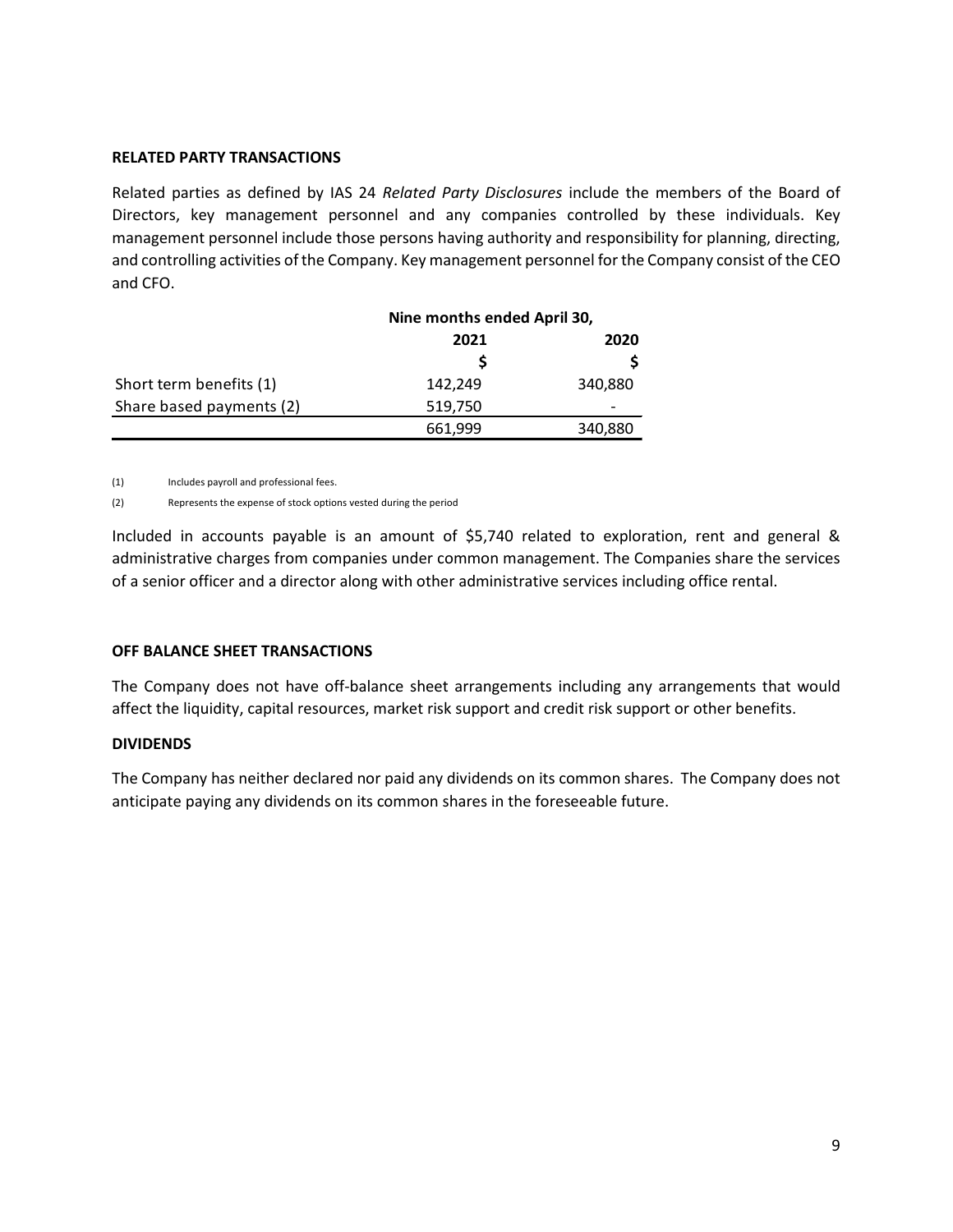## RELATED PARTY TRANSACTIONS

Related parties as defined by IAS 24 *Related Party Disclosures* include the members of the Board of Directors, key management personnel and any companies controlled by these individuals. Key management personnel include those persons having authority and responsibility for planning, directing, and controlling activities of the Company. Key management personnel for the Company consist of the CEO and CFO.

| | Nine months ended April 30, | |
|---|---|---|
| | 2021 | 2020 |
| | $ | $ |
| Short term benefits (1) | 142,249 | 340,880 |
| Share based payments (2) | 519,750 | - |
| | 661,999 | 340,880 |

(1) Includes payroll and professional fees.

(2) Represents the expense of stock options vested during the period

Included in accounts payable is an amount of $5,740 related to exploration, rent and general & administrative charges from companies under common management. The Companies share the services of a senior officer and a director along with other administrative services including office rental.

## OFF BALANCE SHEET TRANSACTIONS

The Company does not have off-balance sheet arrangements including any arrangements that would affect the liquidity, capital resources, market risk support and credit risk support or other benefits.

## DIVIDENDS

The Company has neither declared nor paid any dividends on its common shares. The Company does not anticipate paying any dividends on its common shares in the foreseeable future.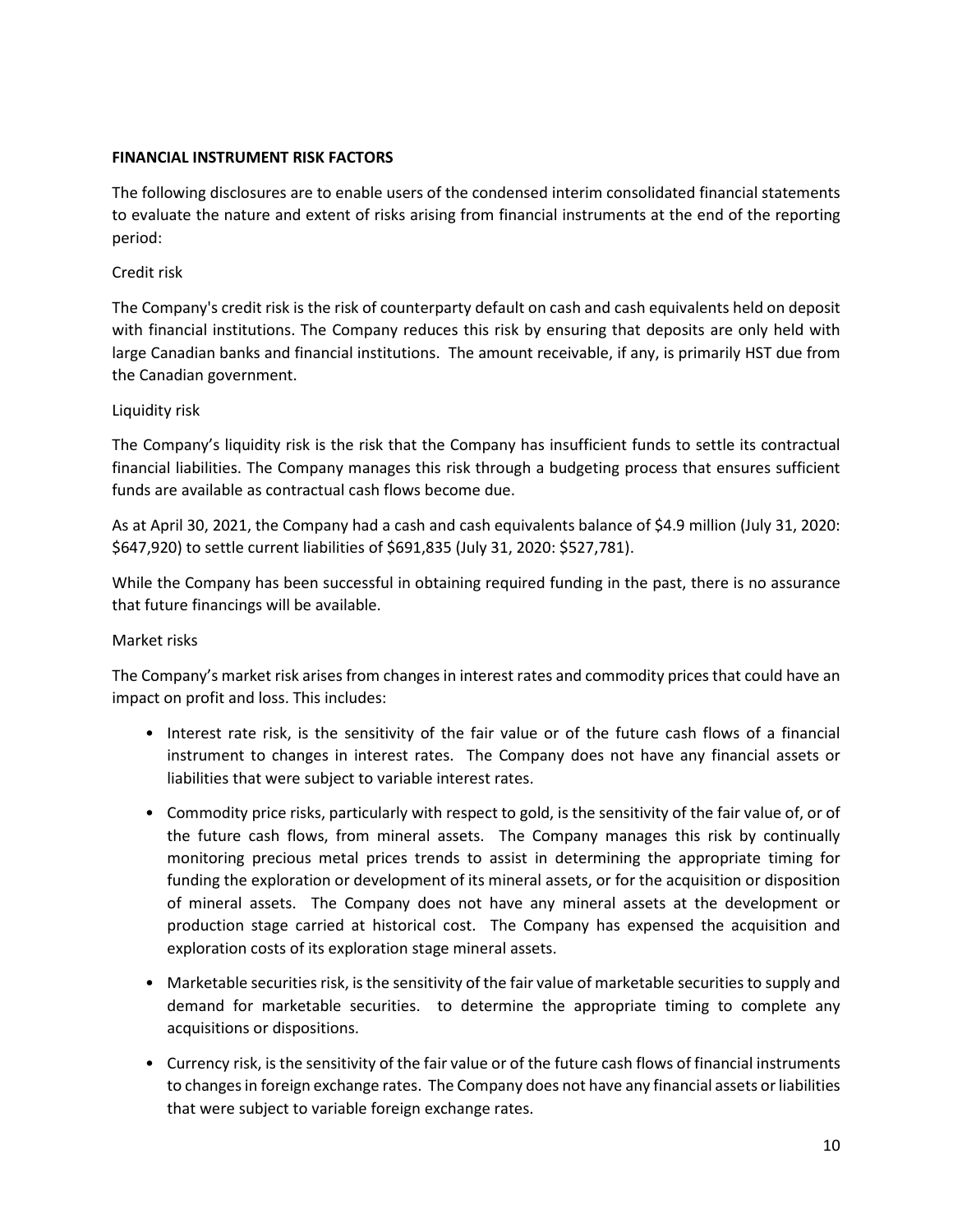**FINANCIAL INSTRUMENT RISK FACTORS**

The following disclosures are to enable users of the condensed interim consolidated financial statements to evaluate the nature and extent of risks arising from financial instruments at the end of the reporting period:

Credit risk

The Company's credit risk is the risk of counterparty default on cash and cash equivalents held on deposit with financial institutions. The Company reduces this risk by ensuring that deposits are only held with large Canadian banks and financial institutions. The amount receivable, if any, is primarily HST due from the Canadian government.

Liquidity risk

The Company's liquidity risk is the risk that the Company has insufficient funds to settle its contractual financial liabilities. The Company manages this risk through a budgeting process that ensures sufficient funds are available as contractual cash flows become due.

As at April 30, 2021, the Company had a cash and cash equivalents balance of $4.9 million (July 31, 2020: $647,920) to settle current liabilities of $691,835 (July 31, 2020: $527,781).

While the Company has been successful in obtaining required funding in the past, there is no assurance that future financings will be available.

Market risks

The Company's market risk arises from changes in interest rates and commodity prices that could have an impact on profit and loss. This includes:

- Interest rate risk, is the sensitivity of the fair value or of the future cash flows of a financial instrument to changes in interest rates. The Company does not have any financial assets or liabilities that were subject to variable interest rates.
- Commodity price risks, particularly with respect to gold, is the sensitivity of the fair value of, or of the future cash flows, from mineral assets. The Company manages this risk by continually monitoring precious metal prices trends to assist in determining the appropriate timing for funding the exploration or development of its mineral assets, or for the acquisition or disposition of mineral assets. The Company does not have any mineral assets at the development or production stage carried at historical cost. The Company has expensed the acquisition and exploration costs of its exploration stage mineral assets.
- Marketable securities risk, is the sensitivity of the fair value of marketable securities to supply and demand for marketable securities. to determine the appropriate timing to complete any acquisitions or dispositions.
- Currency risk, is the sensitivity of the fair value or of the future cash flows of financial instruments to changes in foreign exchange rates. The Company does not have any financial assets or liabilities that were subject to variable foreign exchange rates.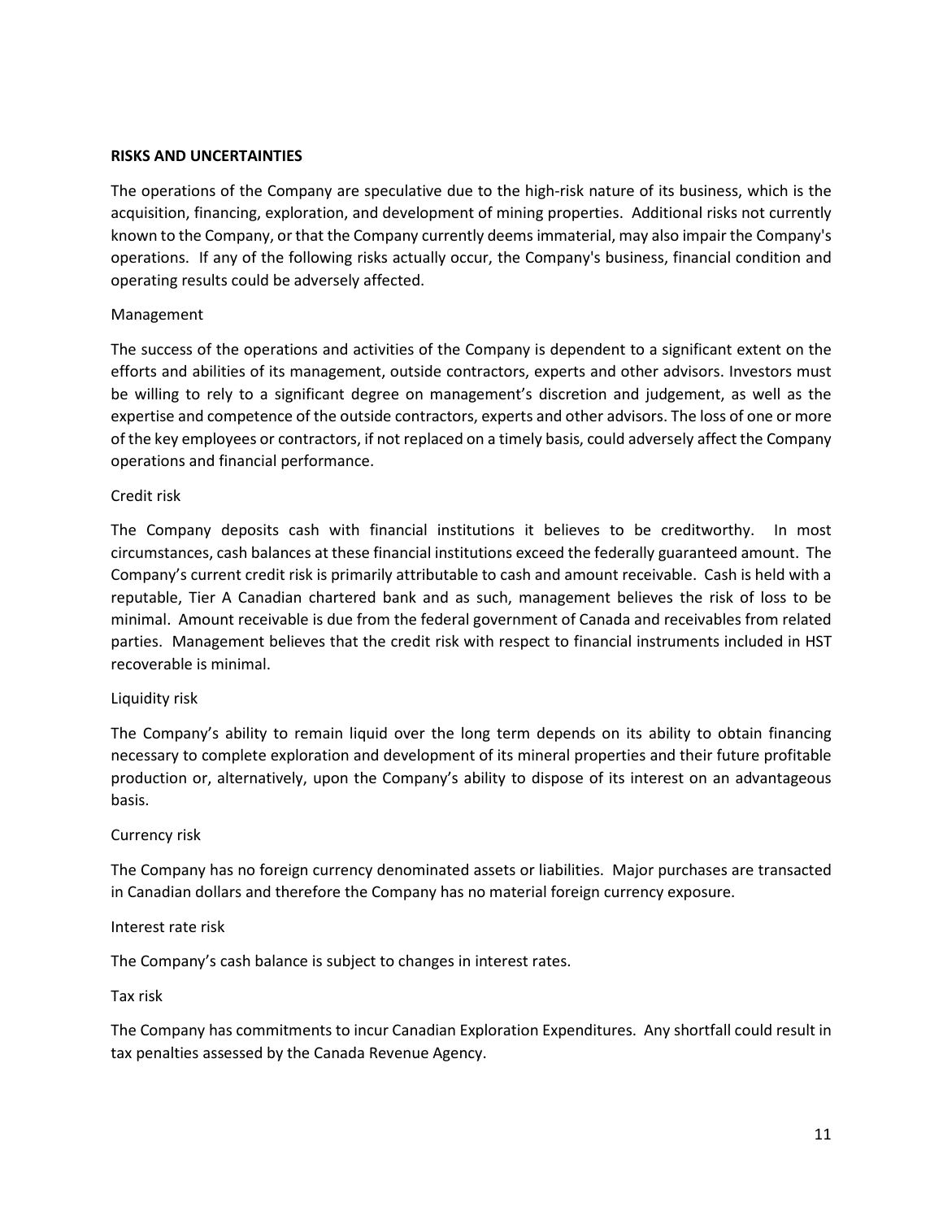## RISKS AND UNCERTAINTIES

The operations of the Company are speculative due to the high-risk nature of its business, which is the acquisition, financing, exploration, and development of mining properties. Additional risks not currently known to the Company, or that the Company currently deems immaterial, may also impair the Company's operations. If any of the following risks actually occur, the Company's business, financial condition and operating results could be adversely affected.

### Management

The success of the operations and activities of the Company is dependent to a significant extent on the efforts and abilities of its management, outside contractors, experts and other advisors. Investors must be willing to rely to a significant degree on management's discretion and judgement, as well as the expertise and competence of the outside contractors, experts and other advisors. The loss of one or more of the key employees or contractors, if not replaced on a timely basis, could adversely affect the Company operations and financial performance.

### Credit risk

The Company deposits cash with financial institutions it believes to be creditworthy. In most circumstances, cash balances at these financial institutions exceed the federally guaranteed amount. The Company's current credit risk is primarily attributable to cash and amount receivable. Cash is held with a reputable, Tier A Canadian chartered bank and as such, management believes the risk of loss to be minimal. Amount receivable is due from the federal government of Canada and receivables from related parties. Management believes that the credit risk with respect to financial instruments included in HST recoverable is minimal.

### Liquidity risk

The Company's ability to remain liquid over the long term depends on its ability to obtain financing necessary to complete exploration and development of its mineral properties and their future profitable production or, alternatively, upon the Company's ability to dispose of its interest on an advantageous basis.

### Currency risk

The Company has no foreign currency denominated assets or liabilities. Major purchases are transacted in Canadian dollars and therefore the Company has no material foreign currency exposure.

### Interest rate risk

The Company's cash balance is subject to changes in interest rates.

### Tax risk

The Company has commitments to incur Canadian Exploration Expenditures. Any shortfall could result in tax penalties assessed by the Canada Revenue Agency.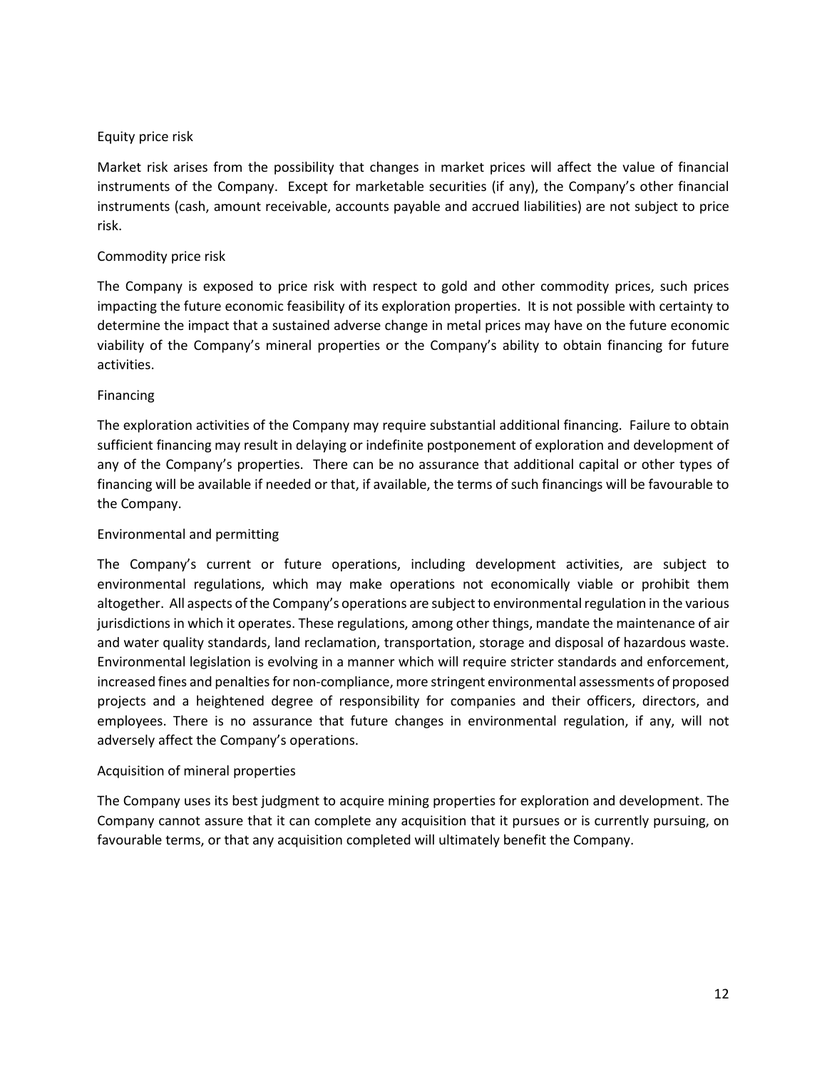### Equity price risk

Market risk arises from the possibility that changes in market prices will affect the value of financial instruments of the Company. Except for marketable securities (if any), the Company's other financial instruments (cash, amount receivable, accounts payable and accrued liabilities) are not subject to price risk.

### Commodity price risk

The Company is exposed to price risk with respect to gold and other commodity prices, such prices impacting the future economic feasibility of its exploration properties. It is not possible with certainty to determine the impact that a sustained adverse change in metal prices may have on the future economic viability of the Company's mineral properties or the Company's ability to obtain financing for future activities.

### Financing

The exploration activities of the Company may require substantial additional financing. Failure to obtain sufficient financing may result in delaying or indefinite postponement of exploration and development of any of the Company's properties. There can be no assurance that additional capital or other types of financing will be available if needed or that, if available, the terms of such financings will be favourable to the Company.

### Environmental and permitting

The Company's current or future operations, including development activities, are subject to environmental regulations, which may make operations not economically viable or prohibit them altogether. All aspects of the Company's operations are subject to environmental regulation in the various jurisdictions in which it operates. These regulations, among other things, mandate the maintenance of air and water quality standards, land reclamation, transportation, storage and disposal of hazardous waste. Environmental legislation is evolving in a manner which will require stricter standards and enforcement, increased fines and penalties for non-compliance, more stringent environmental assessments of proposed projects and a heightened degree of responsibility for companies and their officers, directors, and employees. There is no assurance that future changes in environmental regulation, if any, will not adversely affect the Company's operations.

### Acquisition of mineral properties

The Company uses its best judgment to acquire mining properties for exploration and development. The Company cannot assure that it can complete any acquisition that it pursues or is currently pursuing, on favourable terms, or that any acquisition completed will ultimately benefit the Company.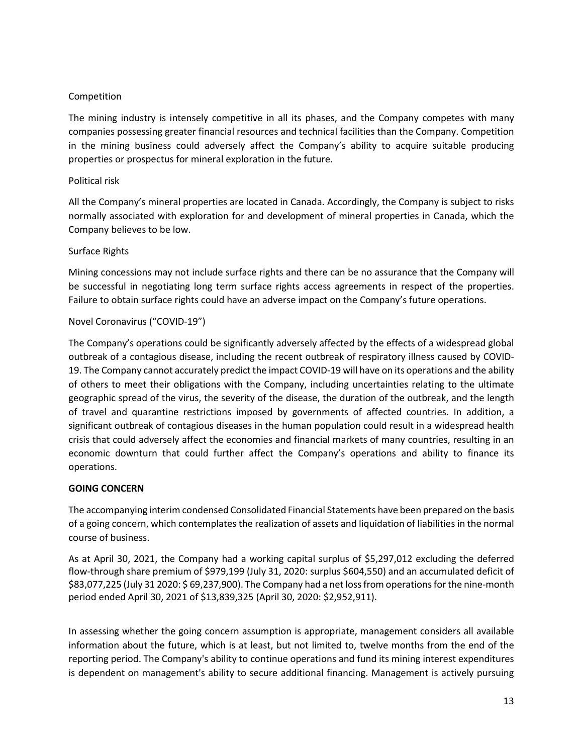Competition

The mining industry is intensely competitive in all its phases, and the Company competes with many companies possessing greater financial resources and technical facilities than the Company. Competition in the mining business could adversely affect the Company's ability to acquire suitable producing properties or prospectus for mineral exploration in the future.

Political risk

All the Company's mineral properties are located in Canada. Accordingly, the Company is subject to risks normally associated with exploration for and development of mineral properties in Canada, which the Company believes to be low.

Surface Rights

Mining concessions may not include surface rights and there can be no assurance that the Company will be successful in negotiating long term surface rights access agreements in respect of the properties. Failure to obtain surface rights could have an adverse impact on the Company's future operations.

Novel Coronavirus ("COVID-19")

The Company's operations could be significantly adversely affected by the effects of a widespread global outbreak of a contagious disease, including the recent outbreak of respiratory illness caused by COVID-19. The Company cannot accurately predict the impact COVID-19 will have on its operations and the ability of others to meet their obligations with the Company, including uncertainties relating to the ultimate geographic spread of the virus, the severity of the disease, the duration of the outbreak, and the length of travel and quarantine restrictions imposed by governments of affected countries. In addition, a significant outbreak of contagious diseases in the human population could result in a widespread health crisis that could adversely affect the economies and financial markets of many countries, resulting in an economic downturn that could further affect the Company's operations and ability to finance its operations.

**GOING CONCERN**

The accompanying interim condensed Consolidated Financial Statements have been prepared on the basis of a going concern, which contemplates the realization of assets and liquidation of liabilities in the normal course of business.

As at April 30, 2021, the Company had a working capital surplus of $5,297,012 excluding the deferred flow-through share premium of $979,199 (July 31, 2020: surplus $604,550) and an accumulated deficit of $83,077,225 (July 31 2020: $ 69,237,900). The Company had a net loss from operations for the nine-month period ended April 30, 2021 of $13,839,325 (April 30, 2020: $2,952,911).

In assessing whether the going concern assumption is appropriate, management considers all available information about the future, which is at least, but not limited to, twelve months from the end of the reporting period. The Company's ability to continue operations and fund its mining interest expenditures is dependent on management's ability to secure additional financing. Management is actively pursuing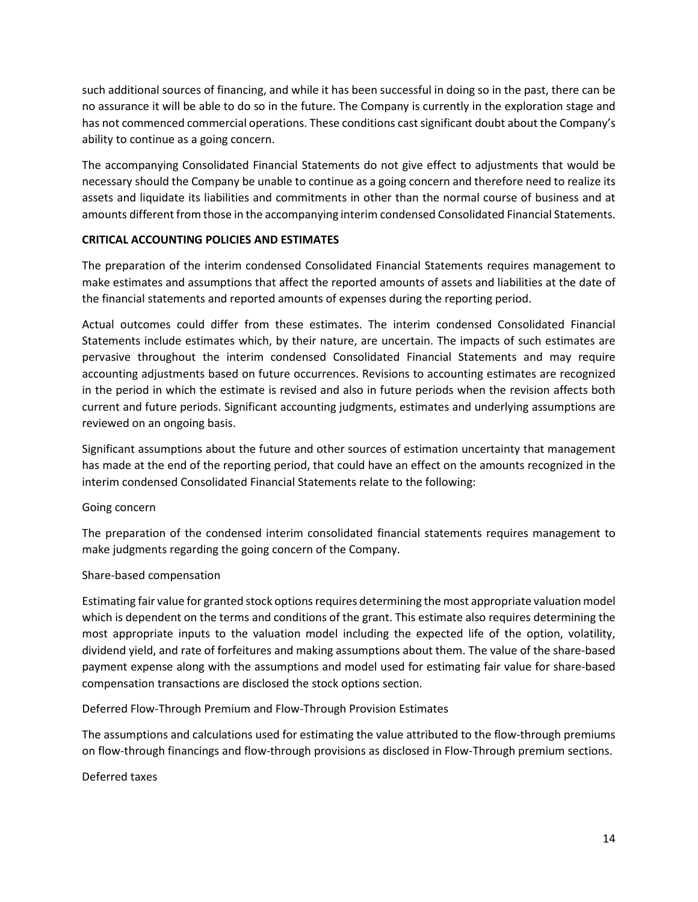such additional sources of financing, and while it has been successful in doing so in the past, there can be no assurance it will be able to do so in the future. The Company is currently in the exploration stage and has not commenced commercial operations. These conditions cast significant doubt about the Company's ability to continue as a going concern.

The accompanying Consolidated Financial Statements do not give effect to adjustments that would be necessary should the Company be unable to continue as a going concern and therefore need to realize its assets and liquidate its liabilities and commitments in other than the normal course of business and at amounts different from those in the accompanying interim condensed Consolidated Financial Statements.

## CRITICAL ACCOUNTING POLICIES AND ESTIMATES

The preparation of the interim condensed Consolidated Financial Statements requires management to make estimates and assumptions that affect the reported amounts of assets and liabilities at the date of the financial statements and reported amounts of expenses during the reporting period.

Actual outcomes could differ from these estimates. The interim condensed Consolidated Financial Statements include estimates which, by their nature, are uncertain. The impacts of such estimates are pervasive throughout the interim condensed Consolidated Financial Statements and may require accounting adjustments based on future occurrences. Revisions to accounting estimates are recognized in the period in which the estimate is revised and also in future periods when the revision affects both current and future periods. Significant accounting judgments, estimates and underlying assumptions are reviewed on an ongoing basis.

Significant assumptions about the future and other sources of estimation uncertainty that management has made at the end of the reporting period, that could have an effect on the amounts recognized in the interim condensed Consolidated Financial Statements relate to the following:

Going concern

The preparation of the condensed interim consolidated financial statements requires management to make judgments regarding the going concern of the Company.

Share-based compensation

Estimating fair value for granted stock options requires determining the most appropriate valuation model which is dependent on the terms and conditions of the grant. This estimate also requires determining the most appropriate inputs to the valuation model including the expected life of the option, volatility, dividend yield, and rate of forfeitures and making assumptions about them. The value of the share-based payment expense along with the assumptions and model used for estimating fair value for share-based compensation transactions are disclosed the stock options section.

Deferred Flow-Through Premium and Flow-Through Provision Estimates

The assumptions and calculations used for estimating the value attributed to the flow-through premiums on flow-through financings and flow-through provisions as disclosed in Flow-Through premium sections.

Deferred taxes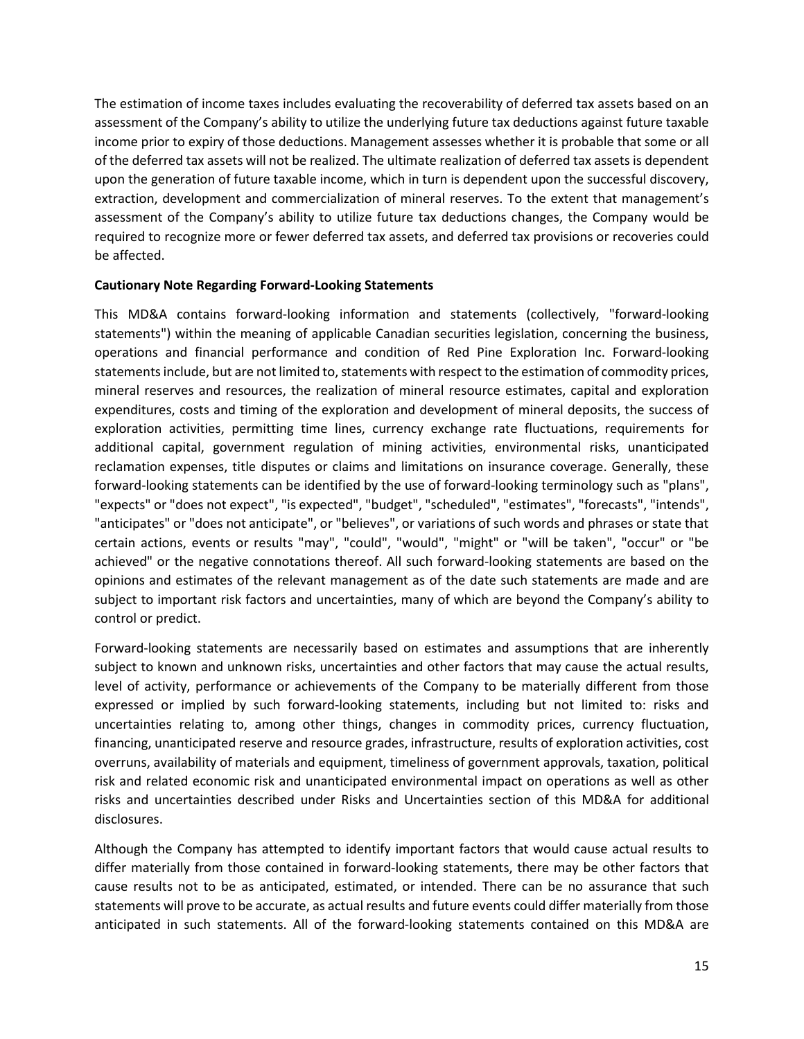The estimation of income taxes includes evaluating the recoverability of deferred tax assets based on an assessment of the Company's ability to utilize the underlying future tax deductions against future taxable income prior to expiry of those deductions. Management assesses whether it is probable that some or all of the deferred tax assets will not be realized. The ultimate realization of deferred tax assets is dependent upon the generation of future taxable income, which in turn is dependent upon the successful discovery, extraction, development and commercialization of mineral reserves. To the extent that management's assessment of the Company's ability to utilize future tax deductions changes, the Company would be required to recognize more or fewer deferred tax assets, and deferred tax provisions or recoveries could be affected.

**Cautionary Note Regarding Forward-Looking Statements**

This MD&A contains forward-looking information and statements (collectively, "forward-looking statements") within the meaning of applicable Canadian securities legislation, concerning the business, operations and financial performance and condition of Red Pine Exploration Inc. Forward-looking statements include, but are not limited to, statements with respect to the estimation of commodity prices, mineral reserves and resources, the realization of mineral resource estimates, capital and exploration expenditures, costs and timing of the exploration and development of mineral deposits, the success of exploration activities, permitting time lines, currency exchange rate fluctuations, requirements for additional capital, government regulation of mining activities, environmental risks, unanticipated reclamation expenses, title disputes or claims and limitations on insurance coverage. Generally, these forward-looking statements can be identified by the use of forward-looking terminology such as "plans", "expects" or "does not expect", "is expected", "budget", "scheduled", "estimates", "forecasts", "intends", "anticipates" or "does not anticipate", or "believes", or variations of such words and phrases or state that certain actions, events or results "may", "could", "would", "might" or "will be taken", "occur" or "be achieved" or the negative connotations thereof. All such forward-looking statements are based on the opinions and estimates of the relevant management as of the date such statements are made and are subject to important risk factors and uncertainties, many of which are beyond the Company's ability to control or predict.

Forward-looking statements are necessarily based on estimates and assumptions that are inherently subject to known and unknown risks, uncertainties and other factors that may cause the actual results, level of activity, performance or achievements of the Company to be materially different from those expressed or implied by such forward-looking statements, including but not limited to: risks and uncertainties relating to, among other things, changes in commodity prices, currency fluctuation, financing, unanticipated reserve and resource grades, infrastructure, results of exploration activities, cost overruns, availability of materials and equipment, timeliness of government approvals, taxation, political risk and related economic risk and unanticipated environmental impact on operations as well as other risks and uncertainties described under Risks and Uncertainties section of this MD&A for additional disclosures.

Although the Company has attempted to identify important factors that would cause actual results to differ materially from those contained in forward-looking statements, there may be other factors that cause results not to be as anticipated, estimated, or intended. There can be no assurance that such statements will prove to be accurate, as actual results and future events could differ materially from those anticipated in such statements. All of the forward-looking statements contained on this MD&A are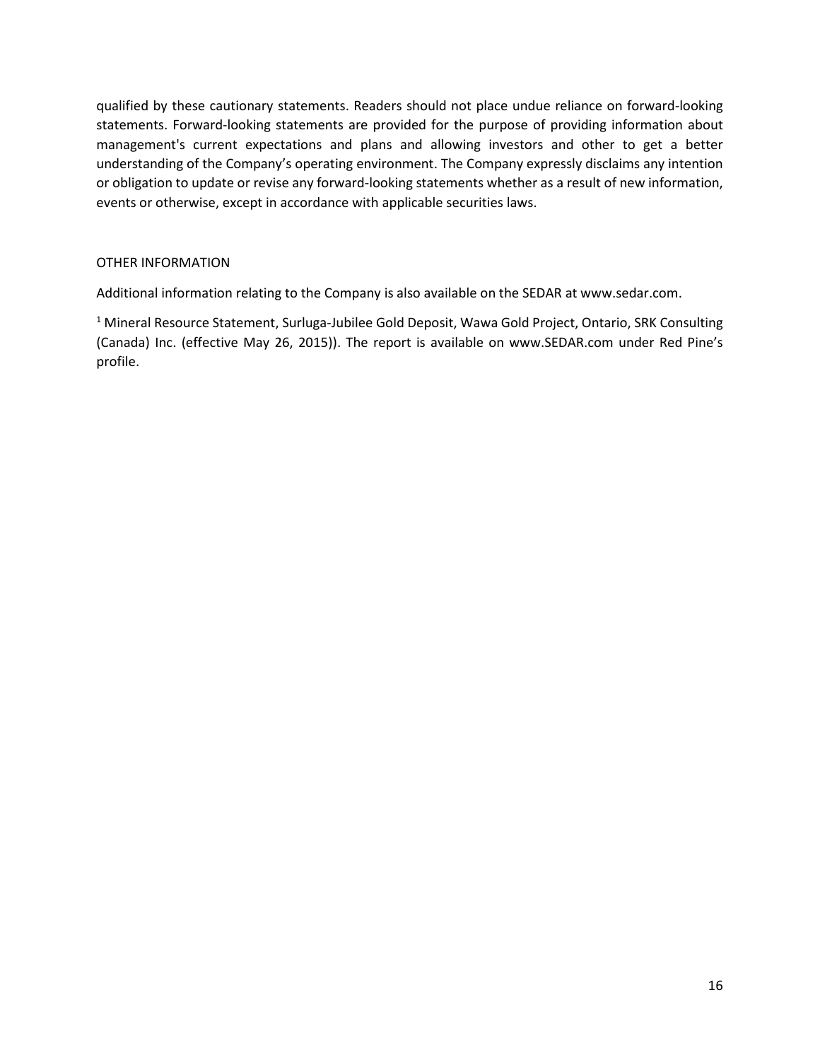qualified by these cautionary statements. Readers should not place undue reliance on forward-looking statements. Forward-looking statements are provided for the purpose of providing information about management's current expectations and plans and allowing investors and other to get a better understanding of the Company's operating environment. The Company expressly disclaims any intention or obligation to update or revise any forward-looking statements whether as a result of new information, events or otherwise, except in accordance with applicable securities laws.

## OTHER INFORMATION

Additional information relating to the Company is also available on the SEDAR at www.sedar.com.

[1] Mineral Resource Statement, Surluga-Jubilee Gold Deposit, Wawa Gold Project, Ontario, SRK Consulting (Canada) Inc. (effective May 26, 2015)). The report is available on www.SEDAR.com under Red Pine's profile.